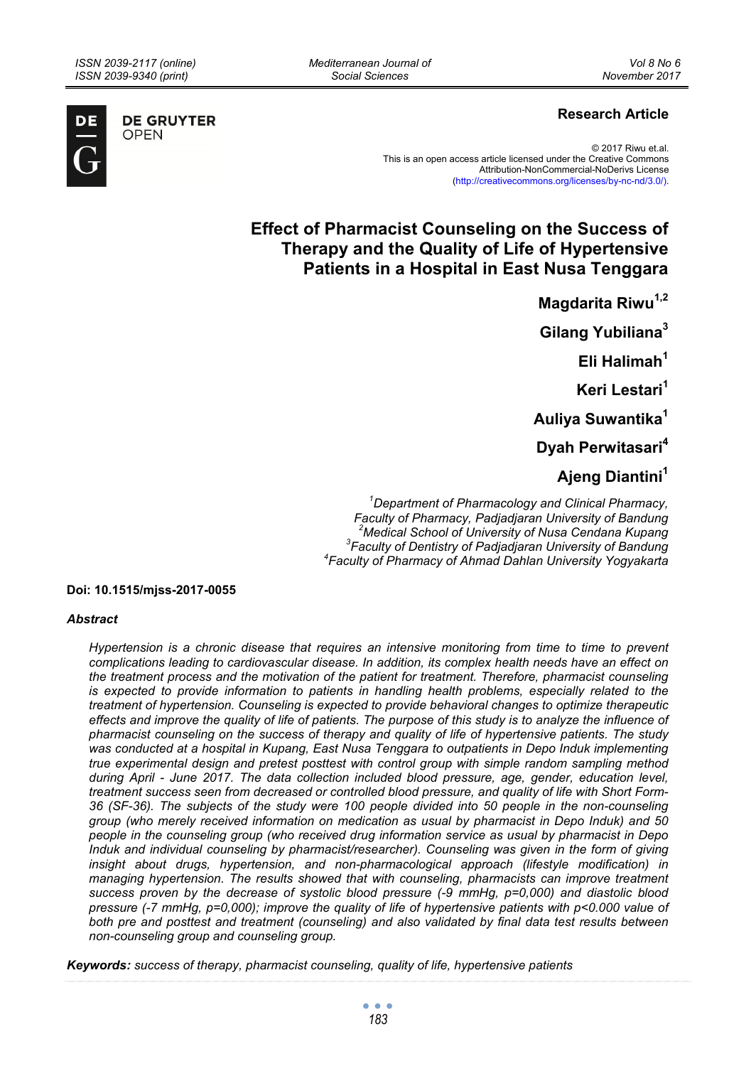**Research Article**

© 2017 Riwu et.al.
This is an open access article licensed under the Creative Commons Attribution-NonCommercial-NoDerivs License (http://creativecommons.org/licenses/by-nc-nd/3.0/).

# Effect of Pharmacist Counseling on the Success of Therapy and the Quality of Life of Hypertensive Patients in a Hospital in East Nusa Tenggara

**Magdarita Riwu**[1,2]

**Gilang Yubiliana**[3]

**Eli Halimah**[1]

**Keri Lestari**[1]

**Auliya Suwantika**[1]

**Dyah Perwitasari**[4]

**Ajeng Diantini**[1]

*[1]Department of Pharmacology and Clinical Pharmacy, Faculty of Pharmacy, Padjadjaran University of Bandung*
*[2]Medical School of University of Nusa Cendana Kupang*
*[3]Faculty of Dentistry of Padjadjaran University of Bandung*
*[4]Faculty of Pharmacy of Ahmad Dahlan University Yogyakarta*

**Doi: 10.1515/mjss-2017-0055**

### *Abstract*

*Hypertension is a chronic disease that requires an intensive monitoring from time to time to prevent complications leading to cardiovascular disease. In addition, its complex health needs have an effect on the treatment process and the motivation of the patient for treatment. Therefore, pharmacist counseling is expected to provide information to patients in handling health problems, especially related to the treatment of hypertension. Counseling is expected to provide behavioral changes to optimize therapeutic effects and improve the quality of life of patients. The purpose of this study is to analyze the influence of pharmacist counseling on the success of therapy and quality of life of hypertensive patients. The study was conducted at a hospital in Kupang, East Nusa Tenggara to outpatients in Depo Induk implementing true experimental design and pretest posttest with control group with simple random sampling method during April - June 2017. The data collection included blood pressure, age, gender, education level, treatment success seen from decreased or controlled blood pressure, and quality of life with Short Form-36 (SF-36). The subjects of the study were 100 people divided into 50 people in the non-counseling group (who merely received information on medication as usual by pharmacist in Depo Induk) and 50 people in the counseling group (who received drug information service as usual by pharmacist in Depo Induk and individual counseling by pharmacist/researcher). Counseling was given in the form of giving insight about drugs, hypertension, and non-pharmacological approach (lifestyle modification) in managing hypertension. The results showed that with counseling, pharmacists can improve treatment success proven by the decrease of systolic blood pressure (-9 mmHg, p=0,000) and diastolic blood pressure (-7 mmHg, p=0,000); improve the quality of life of hypertensive patients with p<0.000 value of both pre and posttest and treatment (counseling) and also validated by final data test results between non-counseling group and counseling group.*

**Keywords:** *success of therapy, pharmacist counseling, quality of life, hypertensive patients*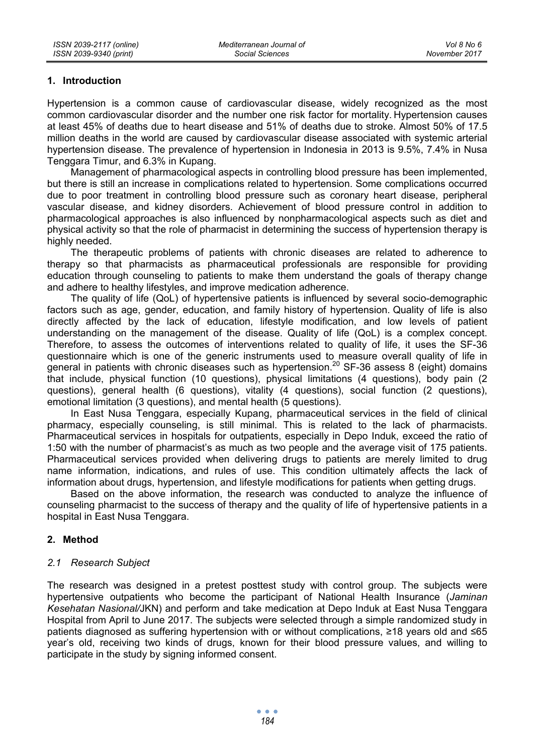## 1. Introduction

Hypertension is a common cause of cardiovascular disease, widely recognized as the most common cardiovascular disorder and the number one risk factor for mortality. Hypertension causes at least 45% of deaths due to heart disease and 51% of deaths due to stroke. Almost 50% of 17.5 million deaths in the world are caused by cardiovascular disease associated with systemic arterial hypertension disease. The prevalence of hypertension in Indonesia in 2013 is 9.5%, 7.4% in Nusa Tenggara Timur, and 6.3% in Kupang.

Management of pharmacological aspects in controlling blood pressure has been implemented, but there is still an increase in complications related to hypertension. Some complications occurred due to poor treatment in controlling blood pressure such as coronary heart disease, peripheral vascular disease, and kidney disorders. Achievement of blood pressure control in addition to pharmacological approaches is also influenced by nonpharmacological aspects such as diet and physical activity so that the role of pharmacist in determining the success of hypertension therapy is highly needed.

The therapeutic problems of patients with chronic diseases are related to adherence to therapy so that pharmacists as pharmaceutical professionals are responsible for providing education through counseling to patients to make them understand the goals of therapy change and adhere to healthy lifestyles, and improve medication adherence.

The quality of life (QoL) of hypertensive patients is influenced by several socio-demographic factors such as age, gender, education, and family history of hypertension. Quality of life is also directly affected by the lack of education, lifestyle modification, and low levels of patient understanding on the management of the disease. Quality of life (QoL) is a complex concept. Therefore, to assess the outcomes of interventions related to quality of life, it uses the SF-36 questionnaire which is one of the generic instruments used to measure overall quality of life in general in patients with chronic diseases such as hypertension.[20] SF-36 assess 8 (eight) domains that include, physical function (10 questions), physical limitations (4 questions), body pain (2 questions), general health (6 questions), vitality (4 questions), social function (2 questions), emotional limitation (3 questions), and mental health (5 questions).

In East Nusa Tenggara, especially Kupang, pharmaceutical services in the field of clinical pharmacy, especially counseling, is still minimal. This is related to the lack of pharmacists. Pharmaceutical services in hospitals for outpatients, especially in Depo Induk, exceed the ratio of 1:50 with the number of pharmacist's as much as two people and the average visit of 175 patients. Pharmaceutical services provided when delivering drugs to patients are merely limited to drug name information, indications, and rules of use. This condition ultimately affects the lack of information about drugs, hypertension, and lifestyle modifications for patients when getting drugs.

Based on the above information, the research was conducted to analyze the influence of counseling pharmacist to the success of therapy and the quality of life of hypertensive patients in a hospital in East Nusa Tenggara.

## 2. Method

### 2.1 Research Subject

The research was designed in a pretest posttest study with control group. The subjects were hypertensive outpatients who become the participant of National Health Insurance (*Jaminan Kesehatan Nasional*/JKN) and perform and take medication at Depo Induk at East Nusa Tenggara Hospital from April to June 2017. The subjects were selected through a simple randomized study in patients diagnosed as suffering hypertension with or without complications, ≥18 years old and ≤65 year's old, receiving two kinds of drugs, known for their blood pressure values, and willing to participate in the study by signing informed consent.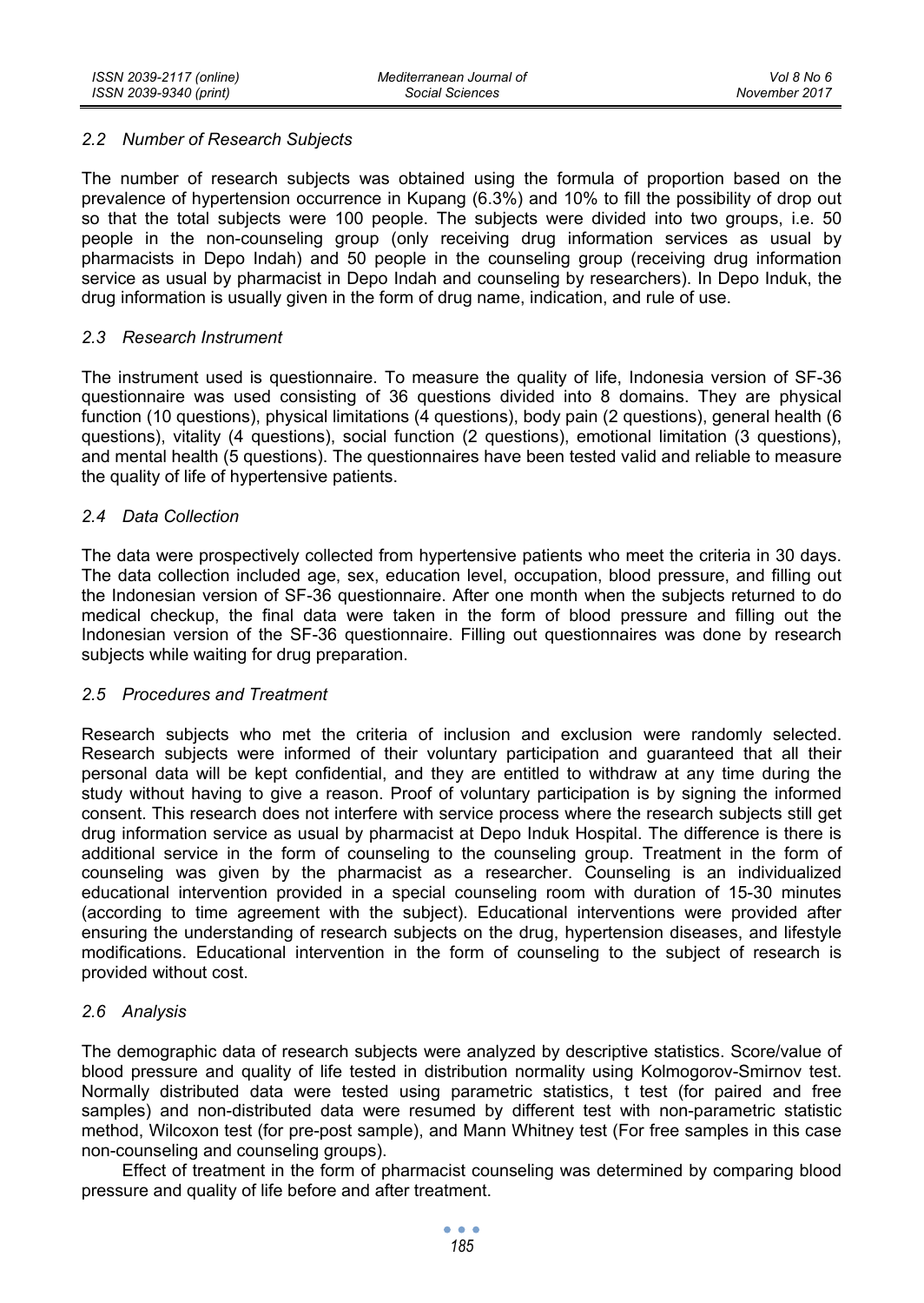### 2.2 Number of Research Subjects

The number of research subjects was obtained using the formula of proportion based on the prevalence of hypertension occurrence in Kupang (6.3%) and 10% to fill the possibility of drop out so that the total subjects were 100 people. The subjects were divided into two groups, i.e. 50 people in the non-counseling group (only receiving drug information services as usual by pharmacists in Depo Indah) and 50 people in the counseling group (receiving drug information service as usual by pharmacist in Depo Indah and counseling by researchers). In Depo Induk, the drug information is usually given in the form of drug name, indication, and rule of use.

### 2.3 Research Instrument

The instrument used is questionnaire. To measure the quality of life, Indonesia version of SF-36 questionnaire was used consisting of 36 questions divided into 8 domains. They are physical function (10 questions), physical limitations (4 questions), body pain (2 questions), general health (6 questions), vitality (4 questions), social function (2 questions), emotional limitation (3 questions), and mental health (5 questions). The questionnaires have been tested valid and reliable to measure the quality of life of hypertensive patients.

### 2.4 Data Collection

The data were prospectively collected from hypertensive patients who meet the criteria in 30 days. The data collection included age, sex, education level, occupation, blood pressure, and filling out the Indonesian version of SF-36 questionnaire. After one month when the subjects returned to do medical checkup, the final data were taken in the form of blood pressure and filling out the Indonesian version of the SF-36 questionnaire. Filling out questionnaires was done by research subjects while waiting for drug preparation.

### 2.5 Procedures and Treatment

Research subjects who met the criteria of inclusion and exclusion were randomly selected. Research subjects were informed of their voluntary participation and guaranteed that all their personal data will be kept confidential, and they are entitled to withdraw at any time during the study without having to give a reason. Proof of voluntary participation is by signing the informed consent. This research does not interfere with service process where the research subjects still get drug information service as usual by pharmacist at Depo Induk Hospital. The difference is there is additional service in the form of counseling to the counseling group. Treatment in the form of counseling was given by the pharmacist as a researcher. Counseling is an individualized educational intervention provided in a special counseling room with duration of 15-30 minutes (according to time agreement with the subject). Educational interventions were provided after ensuring the understanding of research subjects on the drug, hypertension diseases, and lifestyle modifications. Educational intervention in the form of counseling to the subject of research is provided without cost.

### 2.6 Analysis

The demographic data of research subjects were analyzed by descriptive statistics. Score/value of blood pressure and quality of life tested in distribution normality using Kolmogorov-Smirnov test. Normally distributed data were tested using parametric statistics, t test (for paired and free samples) and non-distributed data were resumed by different test with non-parametric statistic method, Wilcoxon test (for pre-post sample), and Mann Whitney test (For free samples in this case non-counseling and counseling groups).

Effect of treatment in the form of pharmacist counseling was determined by comparing blood pressure and quality of life before and after treatment.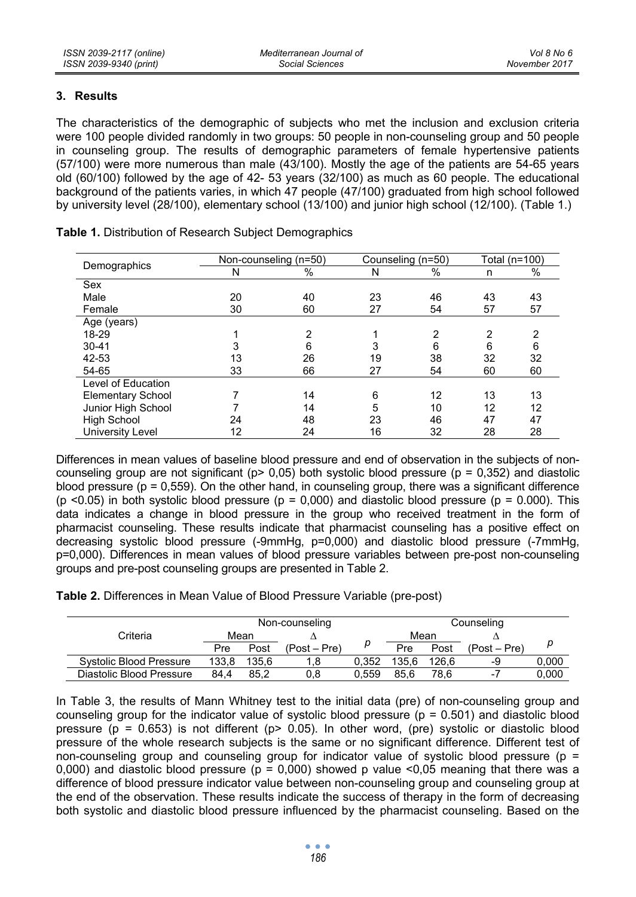## 3. Results

The characteristics of the demographic of subjects who met the inclusion and exclusion criteria were 100 people divided randomly in two groups: 50 people in non-counseling group and 50 people in counseling group. The results of demographic parameters of female hypertensive patients (57/100) were more numerous than male (43/100). Mostly the age of the patients are 54-65 years old (60/100) followed by the age of 42- 53 years (32/100) as much as 60 people. The educational background of the patients varies, in which 47 people (47/100) graduated from high school followed by university level (28/100), elementary school (13/100) and junior high school (12/100). (Table 1.)

**Table 1.** Distribution of Research Subject Demographics

| Demographics | Non-counseling (n=50) | | Counseling (n=50) | | Total (n=100) | |
|---|---|---|---|---|---|---|
| | N | % | N | % | n | % |
| Sex | | | | | | |
| Male | 20 | 40 | 23 | 46 | 43 | 43 |
| Female | 30 | 60 | 27 | 54 | 57 | 57 |
| Age (years) | | | | | | |
| 18-29 | 1 | 2 | 1 | 2 | 2 | 2 |
| 30-41 | 3 | 6 | 3 | 6 | 6 | 6 |
| 42-53 | 13 | 26 | 19 | 38 | 32 | 32 |
| 54-65 | 33 | 66 | 27 | 54 | 60 | 60 |
| Level of Education | | | | | | |
| Elementary School | 7 | 14 | 6 | 12 | 13 | 13 |
| Junior High School | 7 | 14 | 5 | 10 | 12 | 12 |
| High School | 24 | 48 | 23 | 46 | 47 | 47 |
| University Level | 12 | 24 | 16 | 32 | 28 | 28 |

Differences in mean values of baseline blood pressure and end of observation in the subjects of non-counseling group are not significant ($p > 0,05$) both systolic blood pressure ($p = 0,352$) and diastolic blood pressure ($p = 0,559$). On the other hand, in counseling group, there was a significant difference ($p < 0.05$) in both systolic blood pressure ($p = 0,000$) and diastolic blood pressure ($p = 0.000$). This data indicates a change in blood pressure in the group who received treatment in the form of pharmacist counseling. These results indicate that pharmacist counseling has a positive effect on decreasing systolic blood pressure (-9mmHg, p=0,000) and diastolic blood pressure (-7mmHg, p=0,000). Differences in mean values of blood pressure variables between pre-post non-counseling groups and pre-post counseling groups are presented in Table 2.

**Table 2.** Differences in Mean Value of Blood Pressure Variable (pre-post)

| Criteria | Non-counseling | | | | Counseling | | | |
|---|---|---|---|---|---|---|---|---|
| | Mean | | $\Delta$ | $p$ | Mean | | $\Delta$ | $p$ |
| | Pre | Post | (Post – Pre) | | Pre | Post | (Post – Pre) | |
| Systolic Blood Pressure | 133,8 | 135,6 | 1,8 | 0,352 | 135,6 | 126,6 | -9 | 0,000 |
| Diastolic Blood Pressure | 84,4 | 85,2 | 0,8 | 0,559 | 85,6 | 78,6 | -7 | 0,000 |

In Table 3, the results of Mann Whitney test to the initial data (pre) of non-counseling group and counseling group for the indicator value of systolic blood pressure ($p = 0.501$) and diastolic blood pressure ($p = 0.653$) is not different ($p > 0.05$). In other word, (pre) systolic or diastolic blood pressure of the whole research subjects is the same or no significant difference. Different test of non-counseling group and counseling group for indicator value of systolic blood pressure ($p = 0,000$) and diastolic blood pressure ($p = 0,000$) showed p value $<0,05$ meaning that there was a difference of blood pressure indicator value between non-counseling group and counseling group at the end of the observation. These results indicate the success of therapy in the form of decreasing both systolic and diastolic blood pressure influenced by the pharmacist counseling. Based on the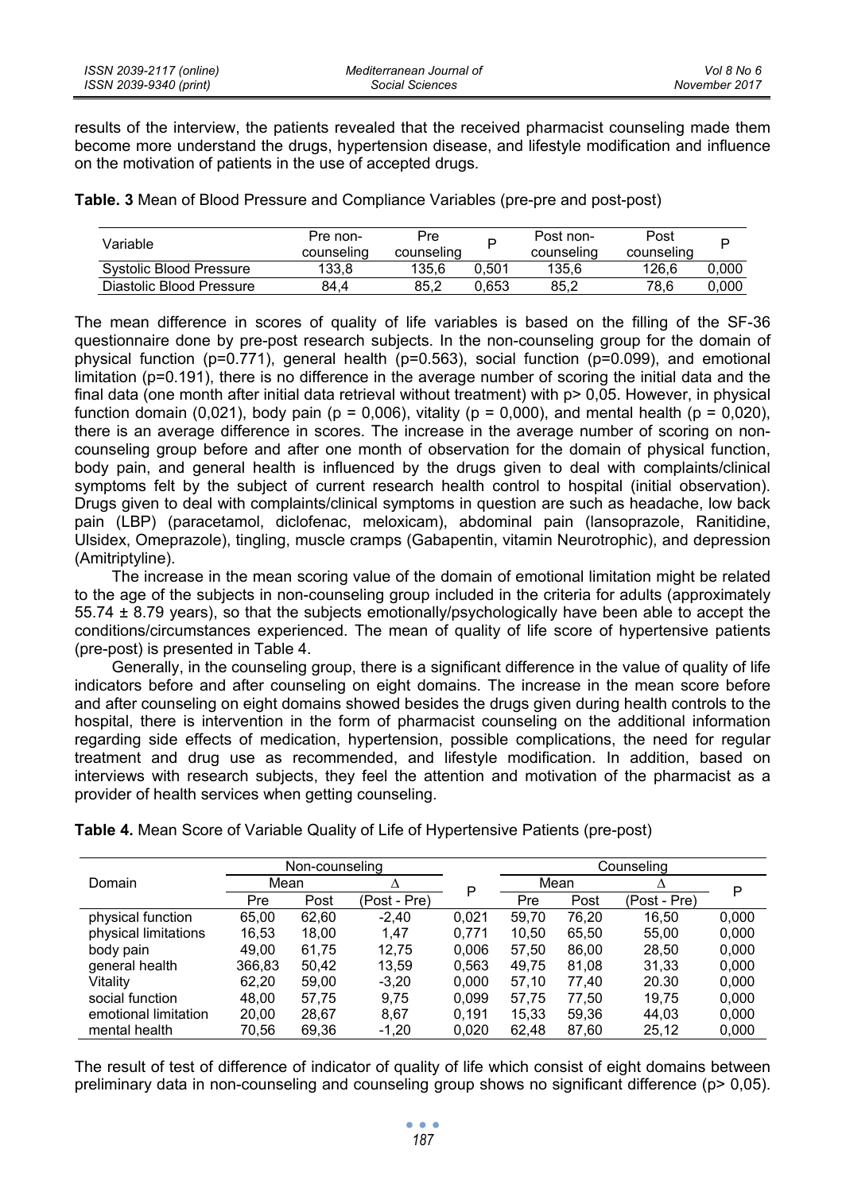results of the interview, the patients revealed that the received pharmacist counseling made them become more understand the drugs, hypertension disease, and lifestyle modification and influence on the motivation of patients in the use of accepted drugs.

**Table. 3** Mean of Blood Pressure and Compliance Variables (pre-pre and post-post)

| Variable | Pre non-counseling | Pre counseling | P | Post non-counseling | Post counseling | P |
|---|---|---|---|---|---|---|
| Systolic Blood Pressure | 133,8 | 135,6 | 0,501 | 135,6 | 126,6 | 0,000 |
| Diastolic Blood Pressure | 84,4 | 85,2 | 0,653 | 85,2 | 78,6 | 0,000 |

The mean difference in scores of quality of life variables is based on the filling of the SF-36 questionnaire done by pre-post research subjects. In the non-counseling group for the domain of physical function (p=0.771), general health (p=0.563), social function (p=0.099), and emotional limitation (p=0.191), there is no difference in the average number of scoring the initial data and the final data (one month after initial data retrieval without treatment) with p> 0,05. However, in physical function domain (0,021), body pain (p = 0,006), vitality (p = 0,000), and mental health (p = 0,020), there is an average difference in scores. The increase in the average number of scoring on non-counseling group before and after one month of observation for the domain of physical function, body pain, and general health is influenced by the drugs given to deal with complaints/clinical symptoms felt by the subject of current research health control to hospital (initial observation). Drugs given to deal with complaints/clinical symptoms in question are such as headache, low back pain (LBP) (paracetamol, diclofenac, meloxicam), abdominal pain (lansoprazole, Ranitidine, Ulsidex, Omeprazole), tingling, muscle cramps (Gabapentin, vitamin Neurotrophic), and depression (Amitriptyline).

The increase in the mean scoring value of the domain of emotional limitation might be related to the age of the subjects in non-counseling group included in the criteria for adults (approximately 55.74 ± 8.79 years), so that the subjects emotionally/psychologically have been able to accept the conditions/circumstances experienced. The mean of quality of life score of hypertensive patients (pre-post) is presented in Table 4.

Generally, in the counseling group, there is a significant difference in the value of quality of life indicators before and after counseling on eight domains. The increase in the mean score before and after counseling on eight domains showed besides the drugs given during health controls to the hospital, there is intervention in the form of pharmacist counseling on the additional information regarding side effects of medication, hypertension, possible complications, the need for regular treatment and drug use as recommended, and lifestyle modification. In addition, based on interviews with research subjects, they feel the attention and motivation of the pharmacist as a provider of health services when getting counseling.

**Table 4.** Mean Score of Variable Quality of Life of Hypertensive Patients (pre-post)

| Domain | Non-counseling | | | P | Counseling | | | P |
|---|---|---|---|---|---|---|---|---|
| | Mean | | Δ | | Mean | | Δ | |
| | Pre | Post | (Post - Pre) | | Pre | Post | (Post - Pre) | |
| physical function | 65,00 | 62,60 | -2,40 | 0,021 | 59,70 | 76,20 | 16,50 | 0,000 |
| physical limitations | 16,53 | 18,00 | 1,47 | 0,771 | 10,50 | 65,50 | 55,00 | 0,000 |
| body pain | 49,00 | 61,75 | 12,75 | 0,006 | 57,50 | 86,00 | 28,50 | 0,000 |
| general health | 366,83 | 50,42 | 13,59 | 0,563 | 49,75 | 81,08 | 31,33 | 0,000 |
| Vitality | 62,20 | 59,00 | -3,20 | 0,000 | 57,10 | 77,40 | 20.30 | 0,000 |
| social function | 48,00 | 57,75 | 9,75 | 0,099 | 57,75 | 77,50 | 19,75 | 0,000 |
| emotional limitation | 20,00 | 28,67 | 8,67 | 0,191 | 15,33 | 59,36 | 44,03 | 0,000 |
| mental health | 70,56 | 69,36 | -1,20 | 0,020 | 62,48 | 87,60 | 25,12 | 0,000 |

The result of test of difference of indicator of quality of life which consist of eight domains between preliminary data in non-counseling and counseling group shows no significant difference (p> 0,05).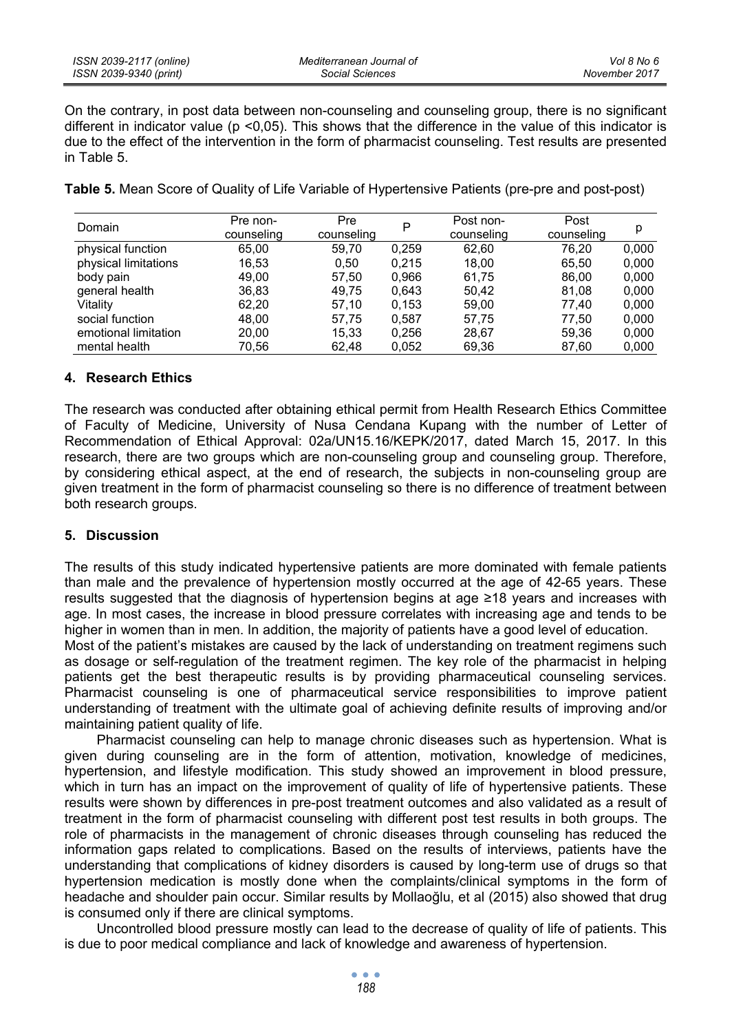On the contrary, in post data between non-counseling and counseling group, there is no significant different in indicator value ($p < 0{,}05$). This shows that the difference in the value of this indicator is due to the effect of the intervention in the form of pharmacist counseling. Test results are presented in Table 5.

**Table 5.** Mean Score of Quality of Life Variable of Hypertensive Patients (pre-pre and post-post)

| Domain | Pre non-counseling | Pre counseling | P | Post non-counseling | Post counseling | p |
|---|---|---|---|---|---|---|
| physical function | 65,00 | 59,70 | 0,259 | 62,60 | 76,20 | 0,000 |
| physical limitations | 16,53 | 0,50 | 0,215 | 18,00 | 65,50 | 0,000 |
| body pain | 49,00 | 57,50 | 0,966 | 61,75 | 86,00 | 0,000 |
| general health | 36,83 | 49,75 | 0,643 | 50,42 | 81,08 | 0,000 |
| Vitality | 62,20 | 57,10 | 0,153 | 59,00 | 77,40 | 0,000 |
| social function | 48,00 | 57,75 | 0,587 | 57,75 | 77,50 | 0,000 |
| emotional limitation | 20,00 | 15,33 | 0,256 | 28,67 | 59,36 | 0,000 |
| mental health | 70,56 | 62,48 | 0,052 | 69,36 | 87,60 | 0,000 |

## 4. Research Ethics

The research was conducted after obtaining ethical permit from Health Research Ethics Committee of Faculty of Medicine, University of Nusa Cendana Kupang with the number of Letter of Recommendation of Ethical Approval: 02a/UN15.16/KEPK/2017, dated March 15, 2017. In this research, there are two groups which are non-counseling group and counseling group. Therefore, by considering ethical aspect, at the end of research, the subjects in non-counseling group are given treatment in the form of pharmacist counseling so there is no difference of treatment between both research groups.

## 5. Discussion

The results of this study indicated hypertensive patients are more dominated with female patients than male and the prevalence of hypertension mostly occurred at the age of 42-65 years. These results suggested that the diagnosis of hypertension begins at age ≥18 years and increases with age. In most cases, the increase in blood pressure correlates with increasing age and tends to be higher in women than in men. In addition, the majority of patients have a good level of education.

Most of the patient's mistakes are caused by the lack of understanding on treatment regimens such as dosage or self-regulation of the treatment regimen. The key role of the pharmacist in helping patients get the best therapeutic results is by providing pharmaceutical counseling services. Pharmacist counseling is one of pharmaceutical service responsibilities to improve patient understanding of treatment with the ultimate goal of achieving definite results of improving and/or maintaining patient quality of life.

Pharmacist counseling can help to manage chronic diseases such as hypertension. What is given during counseling are in the form of attention, motivation, knowledge of medicines, hypertension, and lifestyle modification. This study showed an improvement in blood pressure, which in turn has an impact on the improvement of quality of life of hypertensive patients. These results were shown by differences in pre-post treatment outcomes and also validated as a result of treatment in the form of pharmacist counseling with different post test results in both groups. The role of pharmacists in the management of chronic diseases through counseling has reduced the information gaps related to complications. Based on the results of interviews, patients have the understanding that complications of kidney disorders is caused by long-term use of drugs so that hypertension medication is mostly done when the complaints/clinical symptoms in the form of headache and shoulder pain occur. Similar results by Mollaoğlu, et al (2015) also showed that drug is consumed only if there are clinical symptoms.

Uncontrolled blood pressure mostly can lead to the decrease of quality of life of patients. This is due to poor medical compliance and lack of knowledge and awareness of hypertension.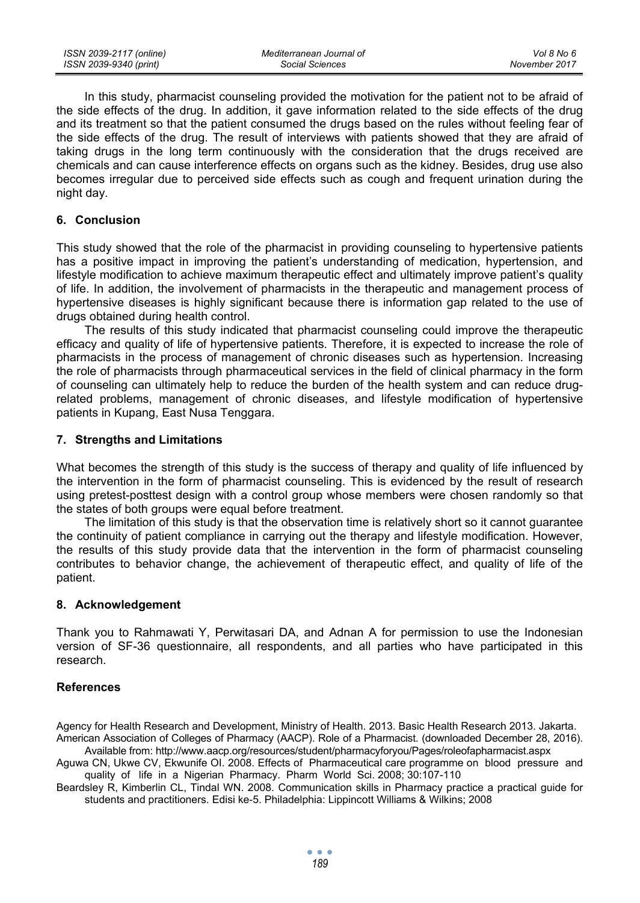In this study, pharmacist counseling provided the motivation for the patient not to be afraid of the side effects of the drug. In addition, it gave information related to the side effects of the drug and its treatment so that the patient consumed the drugs based on the rules without feeling fear of the side effects of the drug. The result of interviews with patients showed that they are afraid of taking drugs in the long term continuously with the consideration that the drugs received are chemicals and can cause interference effects on organs such as the kidney. Besides, drug use also becomes irregular due to perceived side effects such as cough and frequent urination during the night day.

## 6. Conclusion

This study showed that the role of the pharmacist in providing counseling to hypertensive patients has a positive impact in improving the patient's understanding of medication, hypertension, and lifestyle modification to achieve maximum therapeutic effect and ultimately improve patient's quality of life. In addition, the involvement of pharmacists in the therapeutic and management process of hypertensive diseases is highly significant because there is information gap related to the use of drugs obtained during health control.

The results of this study indicated that pharmacist counseling could improve the therapeutic efficacy and quality of life of hypertensive patients. Therefore, it is expected to increase the role of pharmacists in the process of management of chronic diseases such as hypertension. Increasing the role of pharmacists through pharmaceutical services in the field of clinical pharmacy in the form of counseling can ultimately help to reduce the burden of the health system and can reduce drug-related problems, management of chronic diseases, and lifestyle modification of hypertensive patients in Kupang, East Nusa Tenggara.

## 7. Strengths and Limitations

What becomes the strength of this study is the success of therapy and quality of life influenced by the intervention in the form of pharmacist counseling. This is evidenced by the result of research using pretest-posttest design with a control group whose members were chosen randomly so that the states of both groups were equal before treatment.

The limitation of this study is that the observation time is relatively short so it cannot guarantee the continuity of patient compliance in carrying out the therapy and lifestyle modification. However, the results of this study provide data that the intervention in the form of pharmacist counseling contributes to behavior change, the achievement of therapeutic effect, and quality of life of the patient.

## 8. Acknowledgement

Thank you to Rahmawati Y, Perwitasari DA, and Adnan A for permission to use the Indonesian version of SF-36 questionnaire, all respondents, and all parties who have participated in this research.

## References

Agency for Health Research and Development, Ministry of Health. 2013. Basic Health Research 2013. Jakarta.

American Association of Colleges of Pharmacy (AACP). Role of a Pharmacist. (downloaded December 28, 2016). Available from: http://www.aacp.org/resources/student/pharmacyforyou/Pages/roleofapharmacist.aspx

Aguwa CN, Ukwe CV, Ekwunife OI. 2008. Effects of Pharmaceutical care programme on blood pressure and quality of life in a Nigerian Pharmacy. Pharm World Sci. 2008; 30:107-110

Beardsley R, Kimberlin CL, Tindal WN. 2008. Communication skills in Pharmacy practice a practical guide for students and practitioners. Edisi ke-5. Philadelphia: Lippincott Williams & Wilkins; 2008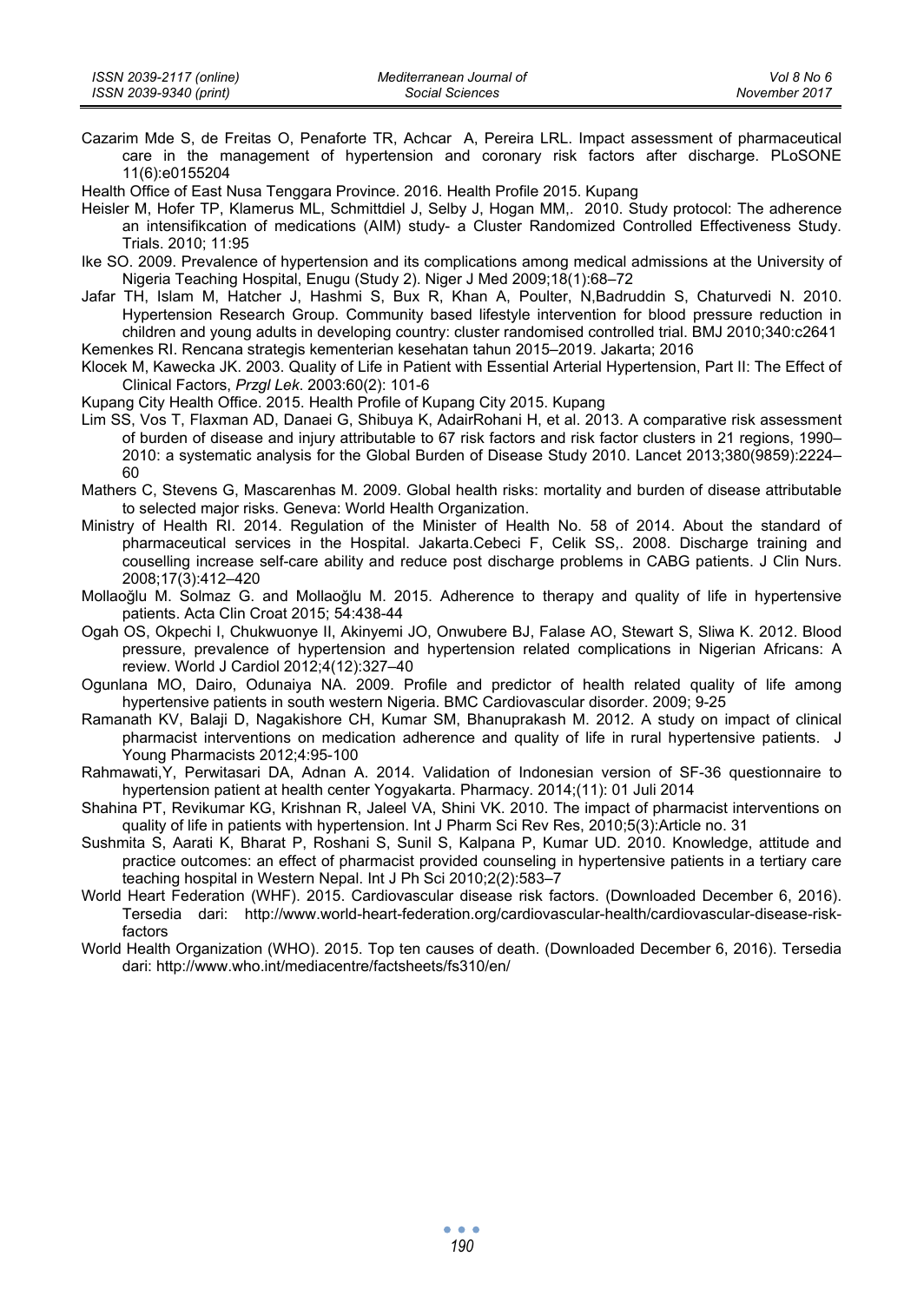Cazarim Mde S, de Freitas O, Penaforte TR, Achcar A, Pereira LRL. Impact assessment of pharmaceutical care in the management of hypertension and coronary risk factors after discharge. PLoSONE 11(6):e0155204

Health Office of East Nusa Tenggara Province. 2016. Health Profile 2015. Kupang

Heisler M, Hofer TP, Klamerus ML, Schmittdiel J, Selby J, Hogan MM,. 2010. Study protocol: The adherence an intensifikcation of medications (AIM) study- a Cluster Randomized Controlled Effectiveness Study. Trials. 2010; 11:95

Ike SO. 2009. Prevalence of hypertension and its complications among medical admissions at the University of Nigeria Teaching Hospital, Enugu (Study 2). Niger J Med 2009;18(1):68–72

Jafar TH, Islam M, Hatcher J, Hashmi S, Bux R, Khan A, Poulter, N,Badruddin S, Chaturvedi N. 2010. Hypertension Research Group. Community based lifestyle intervention for blood pressure reduction in children and young adults in developing country: cluster randomised controlled trial. BMJ 2010;340:c2641

Kemenkes RI. Rencana strategis kementerian kesehatan tahun 2015–2019. Jakarta; 2016

Klocek M, Kawecka JK. 2003. Quality of Life in Patient with Essential Arterial Hypertension, Part II: The Effect of Clinical Factors, *Przgl Lek*. 2003:60(2): 101-6

Kupang City Health Office. 2015. Health Profile of Kupang City 2015. Kupang

Lim SS, Vos T, Flaxman AD, Danaei G, Shibuya K, AdairRohani H, et al. 2013. A comparative risk assessment of burden of disease and injury attributable to 67 risk factors and risk factor clusters in 21 regions, 1990–2010: a systematic analysis for the Global Burden of Disease Study 2010. Lancet 2013;380(9859):2224–60

Mathers C, Stevens G, Mascarenhas M. 2009. Global health risks: mortality and burden of disease attributable to selected major risks. Geneva: World Health Organization.

Ministry of Health RI. 2014. Regulation of the Minister of Health No. 58 of 2014. About the standard of pharmaceutical services in the Hospital. Jakarta.Cebeci F, Celik SS,. 2008. Discharge training and couselling increase self-care ability and reduce post discharge problems in CABG patients. J Clin Nurs. 2008;17(3):412–420

Mollaoğlu M. Solmaz G. and Mollaoğlu M. 2015. Adherence to therapy and quality of life in hypertensive patients. Acta Clin Croat 2015; 54:438-44

Ogah OS, Okpechi I, Chukwuonye II, Akinyemi JO, Onwubere BJ, Falase AO, Stewart S, Sliwa K. 2012. Blood pressure, prevalence of hypertension and hypertension related complications in Nigerian Africans: A review. World J Cardiol 2012;4(12):327–40

Ogunlana MO, Dairo, Odunaiya NA. 2009. Profile and predictor of health related quality of life among hypertensive patients in south western Nigeria. BMC Cardiovascular disorder. 2009; 9-25

Ramanath KV, Balaji D, Nagakishore CH, Kumar SM, Bhanuprakash M. 2012. A study on impact of clinical pharmacist interventions on medication adherence and quality of life in rural hypertensive patients. J Young Pharmacists 2012;4:95-100

Rahmawati,Y, Perwitasari DA, Adnan A. 2014. Validation of Indonesian version of SF-36 questionnaire to hypertension patient at health center Yogyakarta. Pharmacy. 2014;(11): 01 Juli 2014

Shahina PT, Revikumar KG, Krishnan R, Jaleel VA, Shini VK. 2010. The impact of pharmacist interventions on quality of life in patients with hypertension. Int J Pharm Sci Rev Res, 2010;5(3):Article no. 31

Sushmita S, Aarati K, Bharat P, Roshani S, Sunil S, Kalpana P, Kumar UD. 2010. Knowledge, attitude and practice outcomes: an effect of pharmacist provided counseling in hypertensive patients in a tertiary care teaching hospital in Western Nepal. Int J Ph Sci 2010;2(2):583–7

World Heart Federation (WHF). 2015. Cardiovascular disease risk factors. (Downloaded December 6, 2016). Tersedia dari: http://www.world-heart-federation.org/cardiovascular-health/cardiovascular-disease-risk-factors

World Health Organization (WHO). 2015. Top ten causes of death. (Downloaded December 6, 2016). Tersedia dari: http://www.who.int/mediacentre/factsheets/fs310/en/